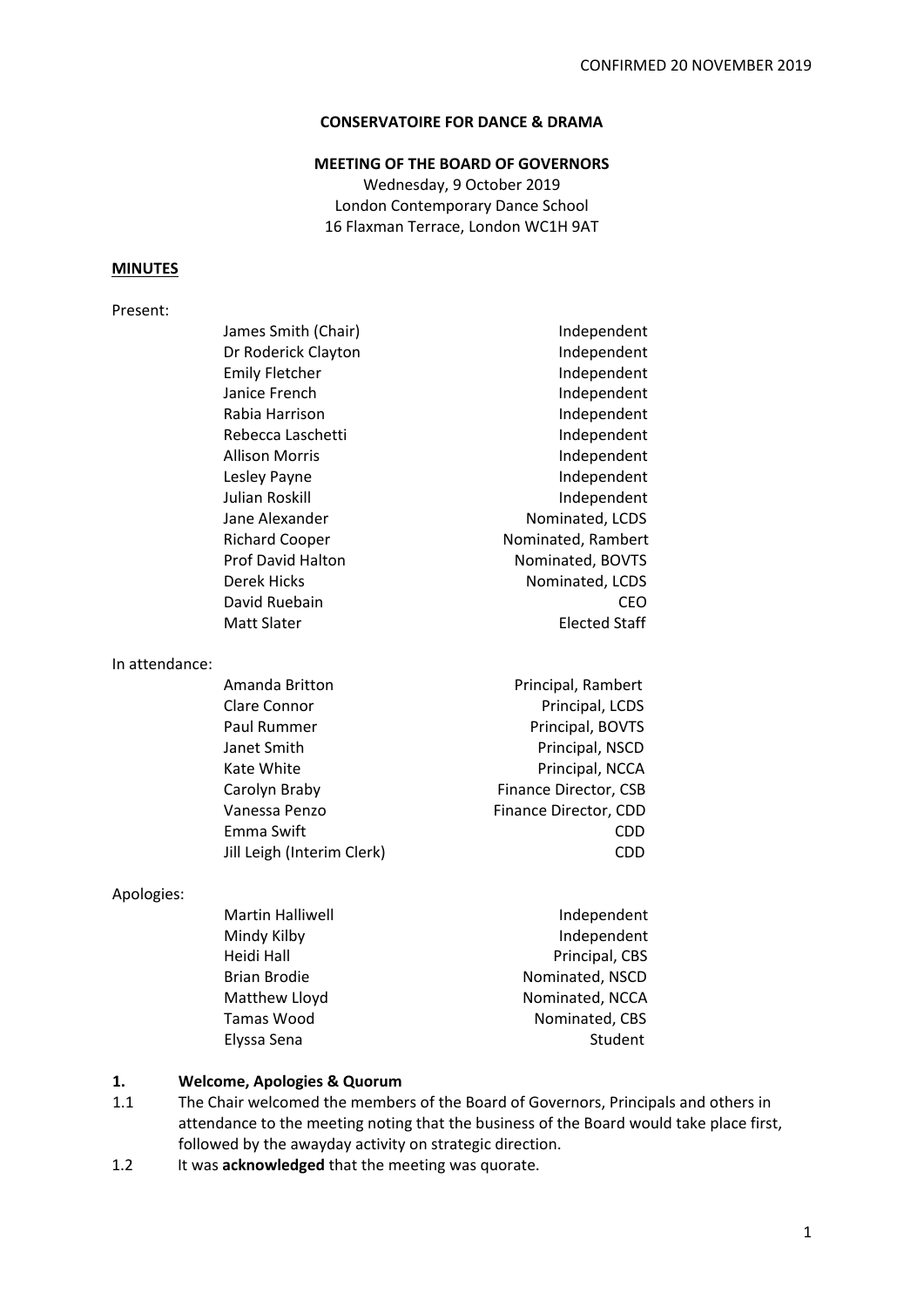CONFIRMED 20 NOVEMBER 2019

**CONSERVATOIRE FOR DANCE & DRAMA**

**MEETING OF THE BOARD OF GOVERNORS**

Wednesday, 9 October 2019
London Contemporary Dance School
16 Flaxman Terrace, London WC1H 9AT

**MINUTES**

Present:

| | |
|---|---|
| James Smith (Chair) | Independent |
| Dr Roderick Clayton | Independent |
| Emily Fletcher | Independent |
| Janice French | Independent |
| Rabia Harrison | Independent |
| Rebecca Laschetti | Independent |
| Allison Morris | Independent |
| Lesley Payne | Independent |
| Julian Roskill | Independent |
| Jane Alexander | Nominated, LCDS |
| Richard Cooper | Nominated, Rambert |
| Prof David Halton | Nominated, BOVTS |
| Derek Hicks | Nominated, LCDS |
| David Ruebain | CEO |
| Matt Slater | Elected Staff |

In attendance:

| | |
|---|---|
| Amanda Britton | Principal, Rambert |
| Clare Connor | Principal, LCDS |
| Paul Rummer | Principal, BOVTS |
| Janet Smith | Principal, NSCD |
| Kate White | Principal, NCCA |
| Carolyn Braby | Finance Director, CSB |
| Vanessa Penzo | Finance Director, CDD |
| Emma Swift | CDD |
| Jill Leigh (Interim Clerk) | CDD |

Apologies:

| | |
|---|---|
| Martin Halliwell | Independent |
| Mindy Kilby | Independent |
| Heidi Hall | Principal, CBS |
| Brian Brodie | Nominated, NSCD |
| Matthew Lloyd | Nominated, NCCA |
| Tamas Wood | Nominated, CBS |
| Elyssa Sena | Student |

## 1. Welcome, Apologies & Quorum

1.1 The Chair welcomed the members of the Board of Governors, Principals and others in attendance to the meeting noting that the business of the Board would take place first, followed by the awayday activity on strategic direction.

1.2 It was **acknowledged** that the meeting was quorate.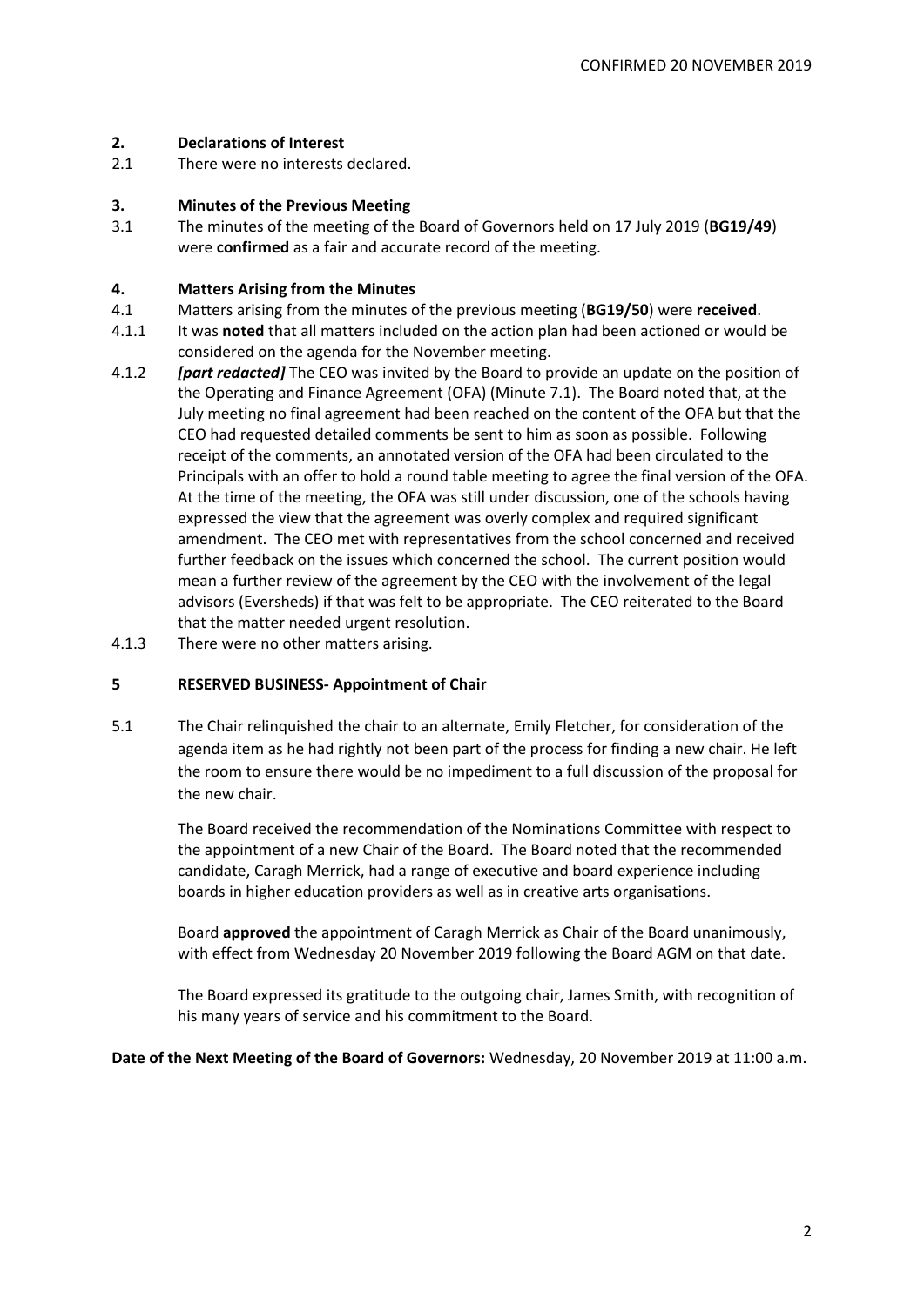CONFIRMED 20 NOVEMBER 2019

**2. Declarations of Interest**

2.1 There were no interests declared.

**3. Minutes of the Previous Meeting**

3.1 The minutes of the meeting of the Board of Governors held on 17 July 2019 (**BG19/49**) were **confirmed** as a fair and accurate record of the meeting.

**4. Matters Arising from the Minutes**

4.1 Matters arising from the minutes of the previous meeting (**BG19/50**) were **received**.

4.1.1 It was **noted** that all matters included on the action plan had been actioned or would be considered on the agenda for the November meeting.

4.1.2 ***[part redacted]*** The CEO was invited by the Board to provide an update on the position of the Operating and Finance Agreement (OFA) (Minute 7.1). The Board noted that, at the July meeting no final agreement had been reached on the content of the OFA but that the CEO had requested detailed comments be sent to him as soon as possible. Following receipt of the comments, an annotated version of the OFA had been circulated to the Principals with an offer to hold a round table meeting to agree the final version of the OFA. At the time of the meeting, the OFA was still under discussion, one of the schools having expressed the view that the agreement was overly complex and required significant amendment. The CEO met with representatives from the school concerned and received further feedback on the issues which concerned the school. The current position would mean a further review of the agreement by the CEO with the involvement of the legal advisors (Eversheds) if that was felt to be appropriate. The CEO reiterated to the Board that the matter needed urgent resolution.

4.1.3 There were no other matters arising.

**5 RESERVED BUSINESS- Appointment of Chair**

5.1 The Chair relinquished the chair to an alternate, Emily Fletcher, for consideration of the agenda item as he had rightly not been part of the process for finding a new chair. He left the room to ensure there would be no impediment to a full discussion of the proposal for the new chair.

The Board received the recommendation of the Nominations Committee with respect to the appointment of a new Chair of the Board. The Board noted that the recommended candidate, Caragh Merrick, had a range of executive and board experience including boards in higher education providers as well as in creative arts organisations.

Board **approved** the appointment of Caragh Merrick as Chair of the Board unanimously, with effect from Wednesday 20 November 2019 following the Board AGM on that date.

The Board expressed its gratitude to the outgoing chair, James Smith, with recognition of his many years of service and his commitment to the Board.

**Date of the Next Meeting of the Board of Governors:** Wednesday, 20 November 2019 at 11:00 a.m.